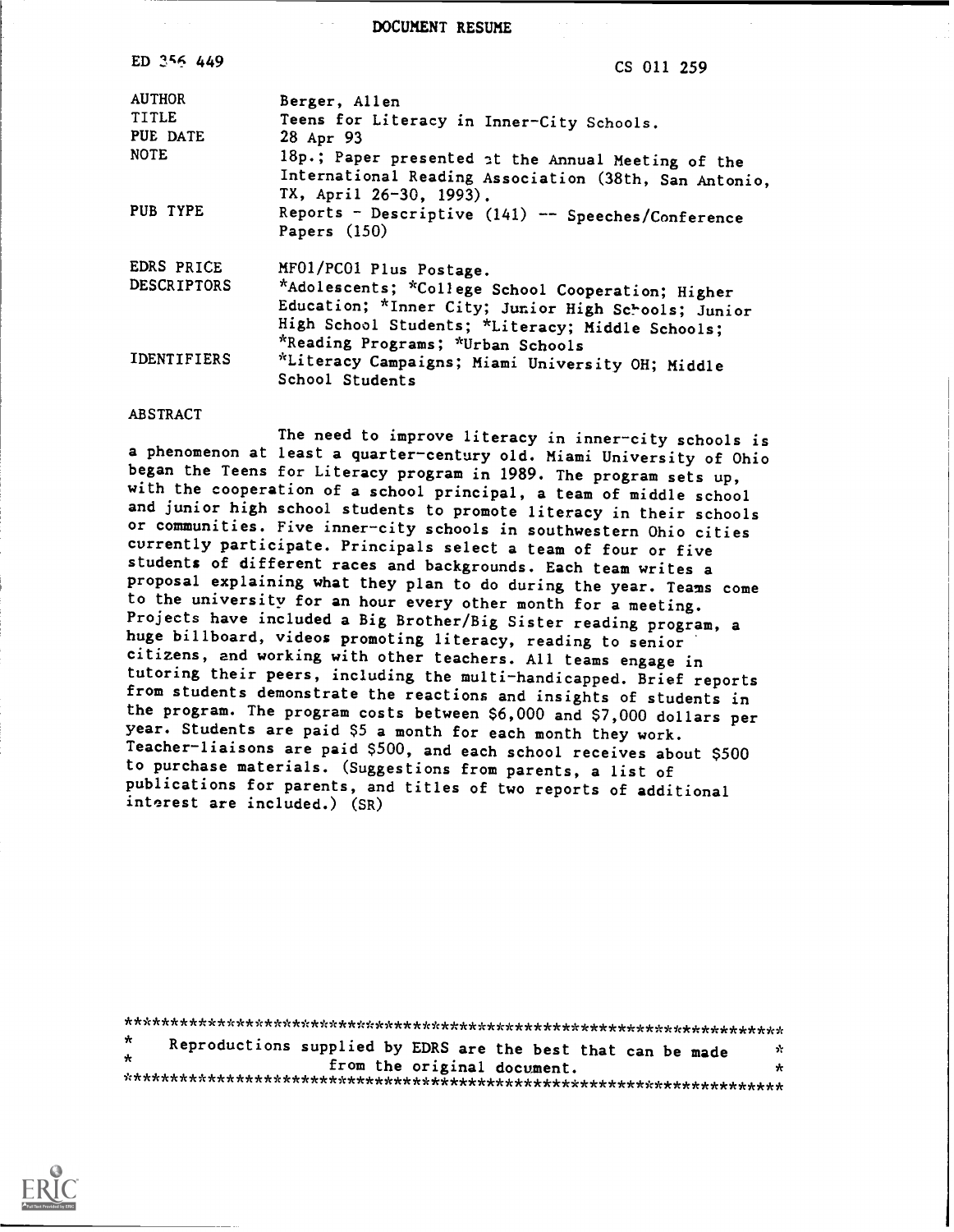# DOCUMENT RESUME

| | |
|---|---|
| ED 356 449 | CS 011 259 |
| AUTHOR | Berger, Allen |
| TITLE | Teens for Literacy in Inner-City Schools. |
| PUB DATE | 28 Apr 93 |
| NOTE | 18p.; Paper presented at the Annual Meeting of the International Reading Association (38th, San Antonio, TX, April 26-30, 1993). |
| PUB TYPE | Reports - Descriptive (141) -- Speeches/Conference Papers (150) |
| EDRS PRICE | MF01/PC01 Plus Postage. |
| DESCRIPTORS | *Adolescents; *College School Cooperation; Higher Education; *Inner City; Junior High Schools; Junior High School Students; *Literacy; Middle Schools; *Reading Programs; *Urban Schools |
| IDENTIFIERS | *Literacy Campaigns; Miami University OH; Middle School Students |

## ABSTRACT

The need to improve literacy in inner-city schools is a phenomenon at least a quarter-century old. Miami University of Ohio began the Teens for Literacy program in 1989. The program sets up, with the cooperation of a school principal, a team of middle school and junior high school students to promote literacy in their schools or communities. Five inner-city schools in southwestern Ohio cities currently participate. Principals select a team of four or five students of different races and backgrounds. Each team writes a proposal explaining what they plan to do during the year. Teams come to the university for an hour every other month for a meeting. Projects have included a Big Brother/Big Sister reading program, a huge billboard, videos promoting literacy, reading to senior citizens, and working with other teachers. All teams engage in tutoring their peers, including the multi-handicapped. Brief reports from students demonstrate the reactions and insights of students in the program. The program costs between $6,000 and $7,000 dollars per year. Students are paid $5 a month for each month they work. Teacher-liaisons are paid $500, and each school receives about $500 to purchase materials. (Suggestions from parents, a list of publications for parents, and titles of two reports of additional interest are included.) (SR)

***********************************************************************

\* Reproductions supplied by EDRS are the best that can be made \*
\* from the original document. \*

***********************************************************************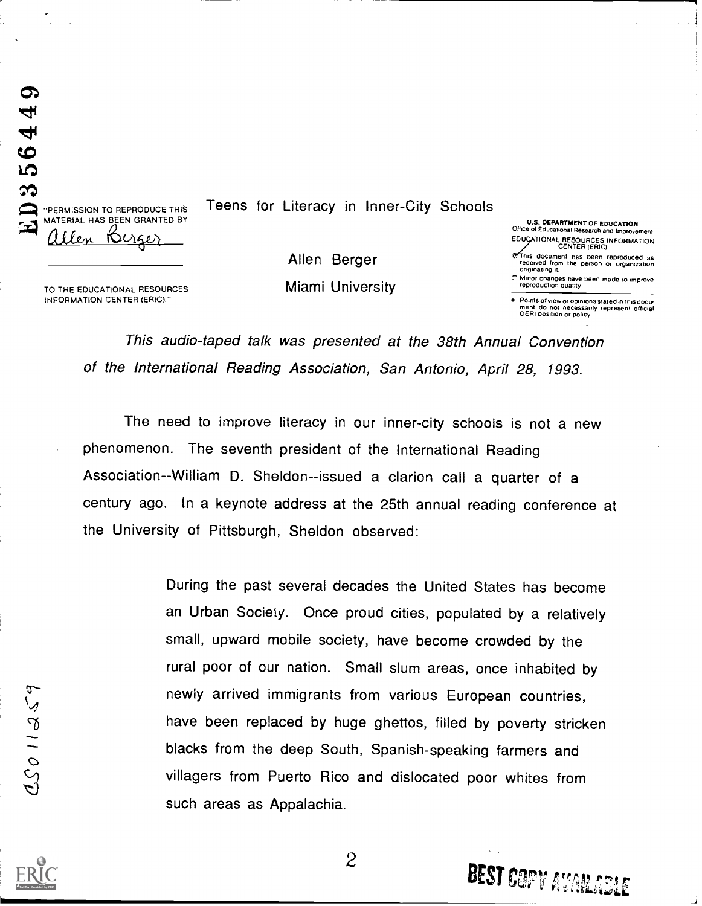ED356449

"PERMISSION TO REPRODUCE THIS MATERIAL HAS BEEN GRANTED BY

Allen Berger

TO THE EDUCATIONAL RESOURCES INFORMATION CENTER (ERIC)."

U.S. DEPARTMENT OF EDUCATION
Office of Educational Research and Improvement
EDUCATIONAL RESOURCES INFORMATION CENTER (ERIC)

- This document has been reproduced as received from the person or organization originating it.
- Minor changes have been made to improve reproduction quality.
- Points of view or opinions stated in this document do not necessarily represent official OERI position or policy.

# Teens for Literacy in Inner-City Schools

Allen Berger

Miami University

*This audio-taped talk was presented at the 38th Annual Convention of the International Reading Association, San Antonio, April 28, 1993.*

The need to improve literacy in our inner-city schools is not a new phenomenon. The seventh president of the International Reading Association--William D. Sheldon--issued a clarion call a quarter of a century ago. In a keynote address at the 25th annual reading conference at the University of Pittsburgh, Sheldon observed:

> During the past several decades the United States has become an Urban Society. Once proud cities, populated by a relatively small, upward mobile society, have become crowded by the rural poor of our nation. Small slum areas, once inhabited by newly arrived immigrants from various European countries, have been replaced by huge ghettos, filled by poverty stricken blacks from the deep South, Spanish-speaking farmers and villagers from Puerto Rico and dislocated poor whites from such areas as Appalachia.

CS011259

BEST COPY AVAILABLE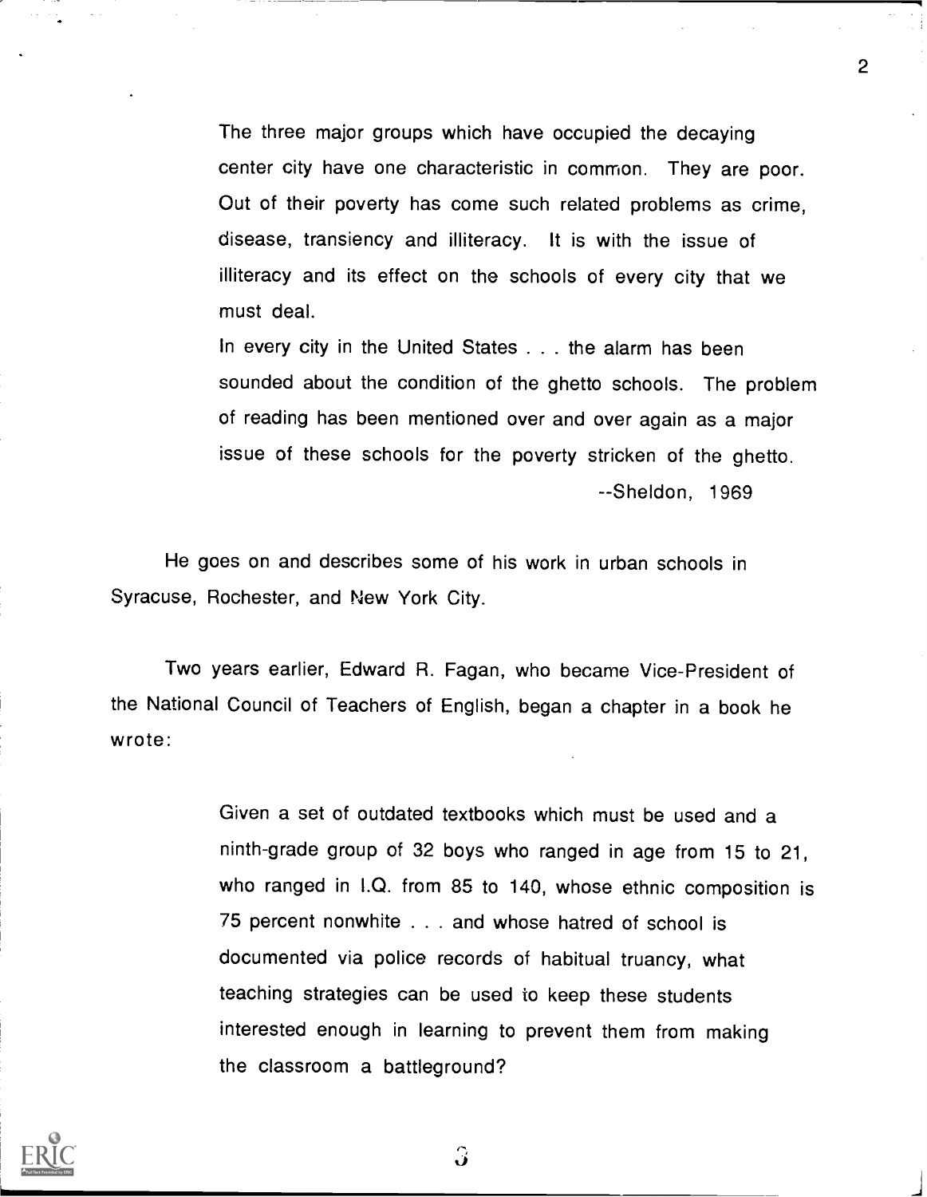> The three major groups which have occupied the decaying center city have one characteristic in common. They are poor. Out of their poverty has come such related problems as crime, disease, transiency and illiteracy. It is with the issue of illiteracy and its effect on the schools of every city that we must deal.
>
> In every city in the United States . . . the alarm has been sounded about the condition of the ghetto schools. The problem of reading has been mentioned over and over again as a major issue of these schools for the poverty stricken of the ghetto.
>
> --Sheldon, 1969

He goes on and describes some of his work in urban schools in Syracuse, Rochester, and New York City.

Two years earlier, Edward R. Fagan, who became Vice-President of the National Council of Teachers of English, began a chapter in a book he wrote:

> Given a set of outdated textbooks which must be used and a ninth-grade group of 32 boys who ranged in age from 15 to 21, who ranged in I.Q. from 85 to 140, whose ethnic composition is 75 percent nonwhite . . . and whose hatred of school is documented via police records of habitual truancy, what teaching strategies can be used to keep these students interested enough in learning to prevent them from making the classroom a battleground?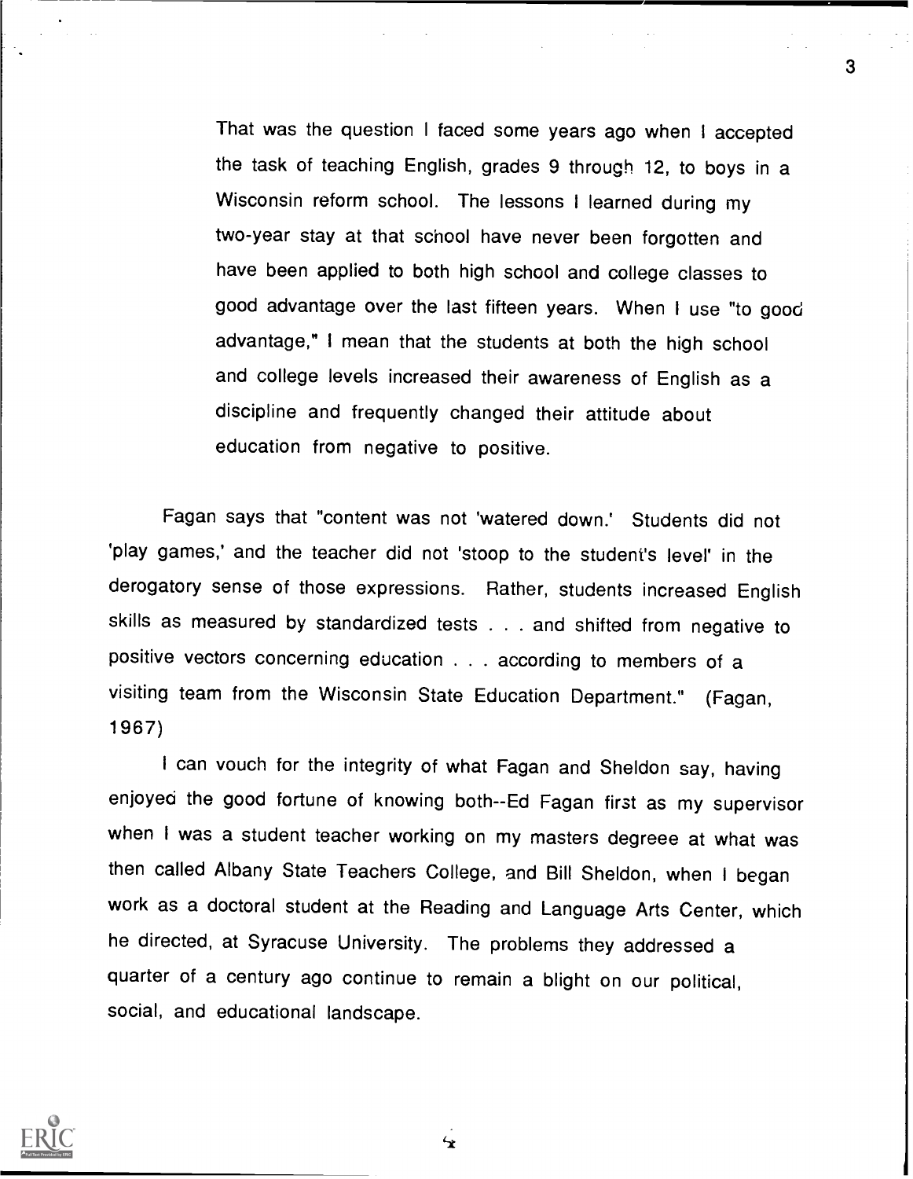> That was the question I faced some years ago when I accepted the task of teaching English, grades 9 through 12, to boys in a Wisconsin reform school. The lessons I learned during my two-year stay at that school have never been forgotten and have been applied to both high school and college classes to good advantage over the last fifteen years. When I use "to good advantage," I mean that the students at both the high school and college levels increased their awareness of English as a discipline and frequently changed their attitude about education from negative to positive.

Fagan says that "content was not 'watered down.' Students did not 'play games,' and the teacher did not 'stoop to the student's level' in the derogatory sense of those expressions. Rather, students increased English skills as measured by standardized tests . . . and shifted from negative to positive vectors concerning education . . . according to members of a visiting team from the Wisconsin State Education Department." (Fagan, 1967)

I can vouch for the integrity of what Fagan and Sheldon say, having enjoyed the good fortune of knowing both--Ed Fagan first as my supervisor when I was a student teacher working on my masters degreee at what was then called Albany State Teachers College, and Bill Sheldon, when I began work as a doctoral student at the Reading and Language Arts Center, which he directed, at Syracuse University. The problems they addressed a quarter of a century ago continue to remain a blight on our political, social, and educational landscape.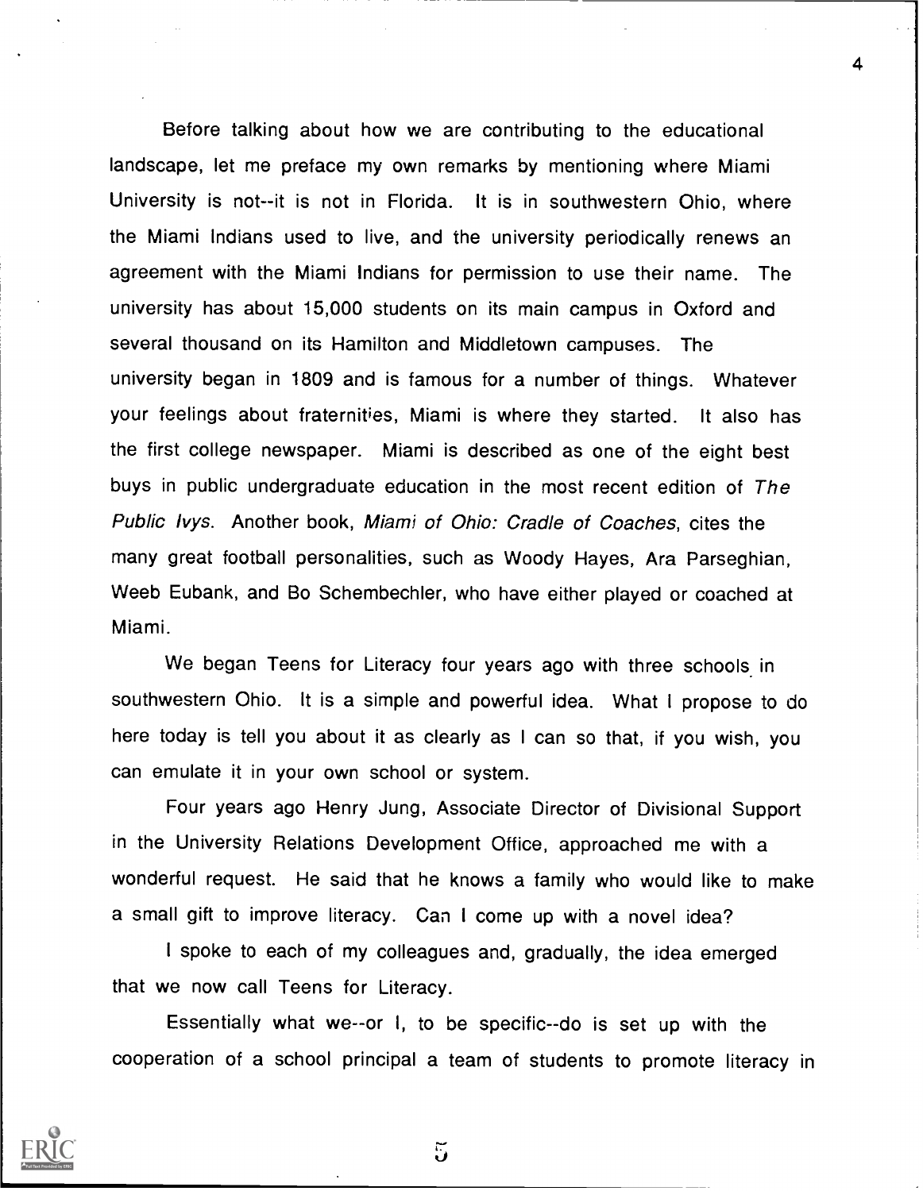Before talking about how we are contributing to the educational landscape, let me preface my own remarks by mentioning where Miami University is not--it is not in Florida. It is in southwestern Ohio, where the Miami Indians used to live, and the university periodically renews an agreement with the Miami Indians for permission to use their name. The university has about 15,000 students on its main campus in Oxford and several thousand on its Hamilton and Middletown campuses. The university began in 1809 and is famous for a number of things. Whatever your feelings about fraternities, Miami is where they started. It also has the first college newspaper. Miami is described as one of the eight best buys in public undergraduate education in the most recent edition of *The Public Ivys*. Another book, *Miami of Ohio: Cradle of Coaches*, cites the many great football personalities, such as Woody Hayes, Ara Parseghian, Weeb Eubank, and Bo Schembechler, who have either played or coached at Miami.

We began Teens for Literacy four years ago with three schools in southwestern Ohio. It is a simple and powerful idea. What I propose to do here today is tell you about it as clearly as I can so that, if you wish, you can emulate it in your own school or system.

Four years ago Henry Jung, Associate Director of Divisional Support in the University Relations Development Office, approached me with a wonderful request. He said that he knows a family who would like to make a small gift to improve literacy. Can I come up with a novel idea?

I spoke to each of my colleagues and, gradually, the idea emerged that we now call Teens for Literacy.

Essentially what we--or I, to be specific--do is set up with the cooperation of a school principal a team of students to promote literacy in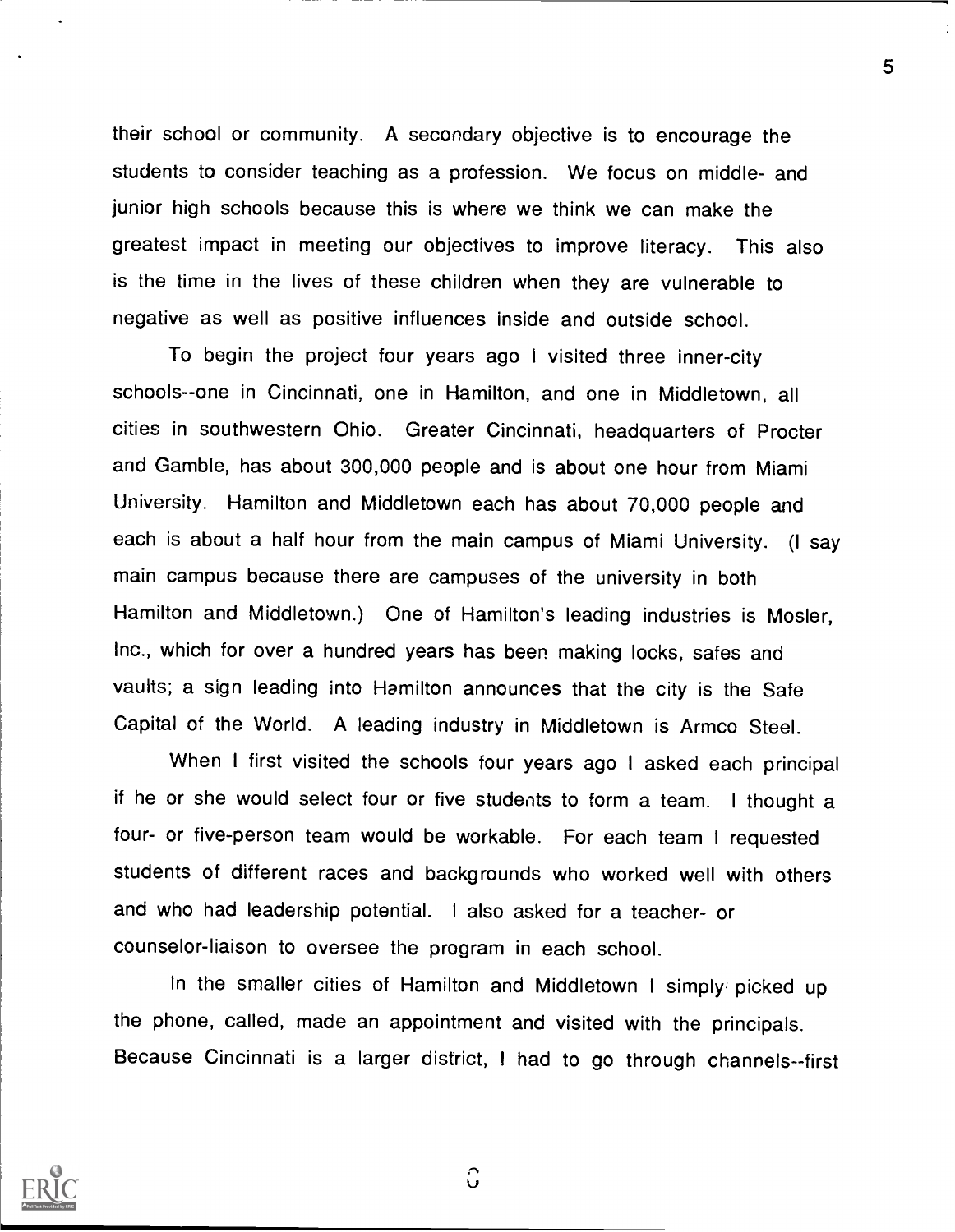their school or community. A secondary objective is to encourage the students to consider teaching as a profession. We focus on middle- and junior high schools because this is where we think we can make the greatest impact in meeting our objectives to improve literacy. This also is the time in the lives of these children when they are vulnerable to negative as well as positive influences inside and outside school.

To begin the project four years ago I visited three inner-city schools--one in Cincinnati, one in Hamilton, and one in Middletown, all cities in southwestern Ohio. Greater Cincinnati, headquarters of Procter and Gamble, has about 300,000 people and is about one hour from Miami University. Hamilton and Middletown each has about 70,000 people and each is about a half hour from the main campus of Miami University. (I say main campus because there are campuses of the university in both Hamilton and Middletown.) One of Hamilton's leading industries is Mosler, Inc., which for over a hundred years has been making locks, safes and vaults; a sign leading into Hamilton announces that the city is the Safe Capital of the World. A leading industry in Middletown is Armco Steel.

When I first visited the schools four years ago I asked each principal if he or she would select four or five students to form a team. I thought a four- or five-person team would be workable. For each team I requested students of different races and backgrounds who worked well with others and who had leadership potential. I also asked for a teacher- or counselor-liaison to oversee the program in each school.

In the smaller cities of Hamilton and Middletown I simply picked up the phone, called, made an appointment and visited with the principals. Because Cincinnati is a larger district, I had to go through channels--first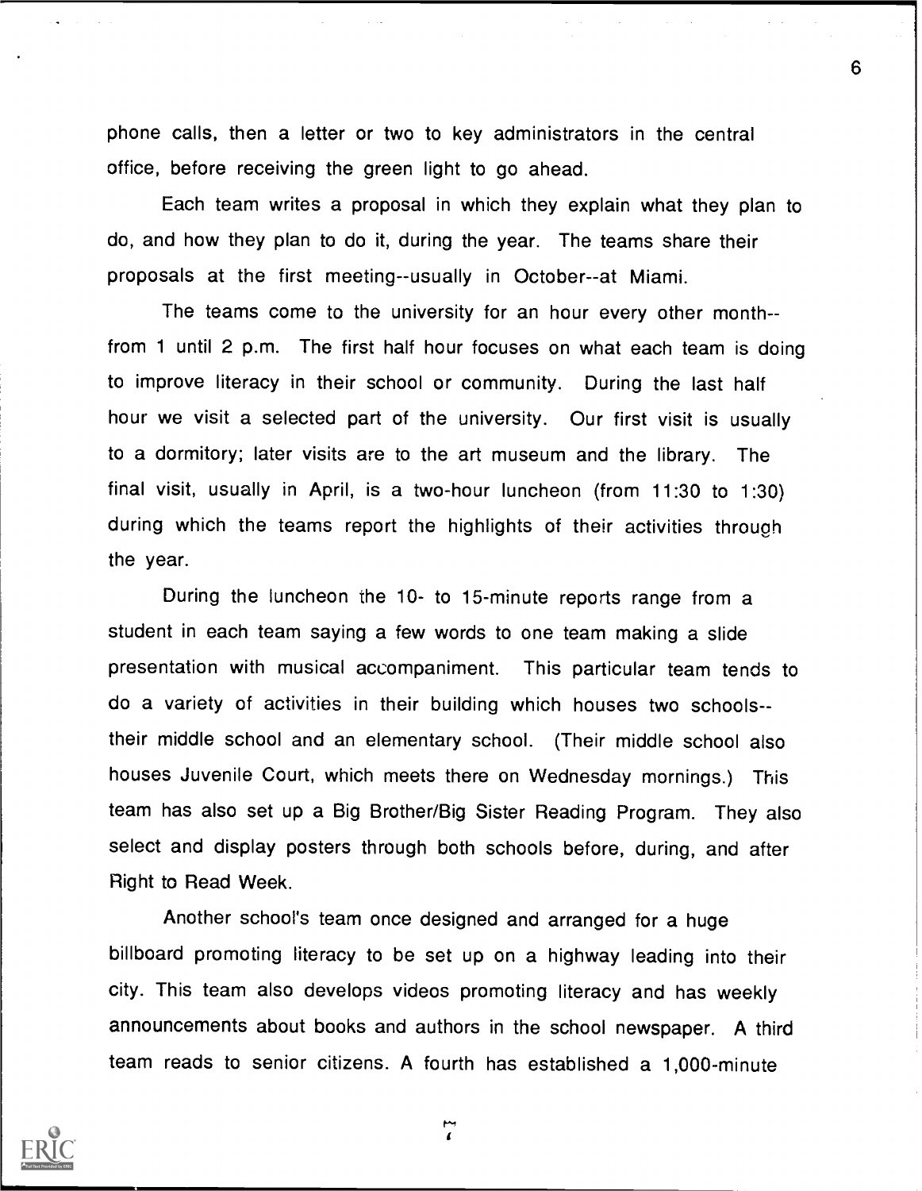phone calls, then a letter or two to key administrators in the central office, before receiving the green light to go ahead.

Each team writes a proposal in which they explain what they plan to do, and how they plan to do it, during the year. The teams share their proposals at the first meeting--usually in October--at Miami.

The teams come to the university for an hour every other month--from 1 until 2 p.m. The first half hour focuses on what each team is doing to improve literacy in their school or community. During the last half hour we visit a selected part of the university. Our first visit is usually to a dormitory; later visits are to the art museum and the library. The final visit, usually in April, is a two-hour luncheon (from 11:30 to 1:30) during which the teams report the highlights of their activities through the year.

During the luncheon the 10- to 15-minute reports range from a student in each team saying a few words to one team making a slide presentation with musical accompaniment. This particular team tends to do a variety of activities in their building which houses two schools--their middle school and an elementary school. (Their middle school also houses Juvenile Court, which meets there on Wednesday mornings.) This team has also set up a Big Brother/Big Sister Reading Program. They also select and display posters through both schools before, during, and after Right to Read Week.

Another school's team once designed and arranged for a huge billboard promoting literacy to be set up on a highway leading into their city. This team also develops videos promoting literacy and has weekly announcements about books and authors in the school newspaper. A third team reads to senior citizens. A fourth has established a 1,000-minute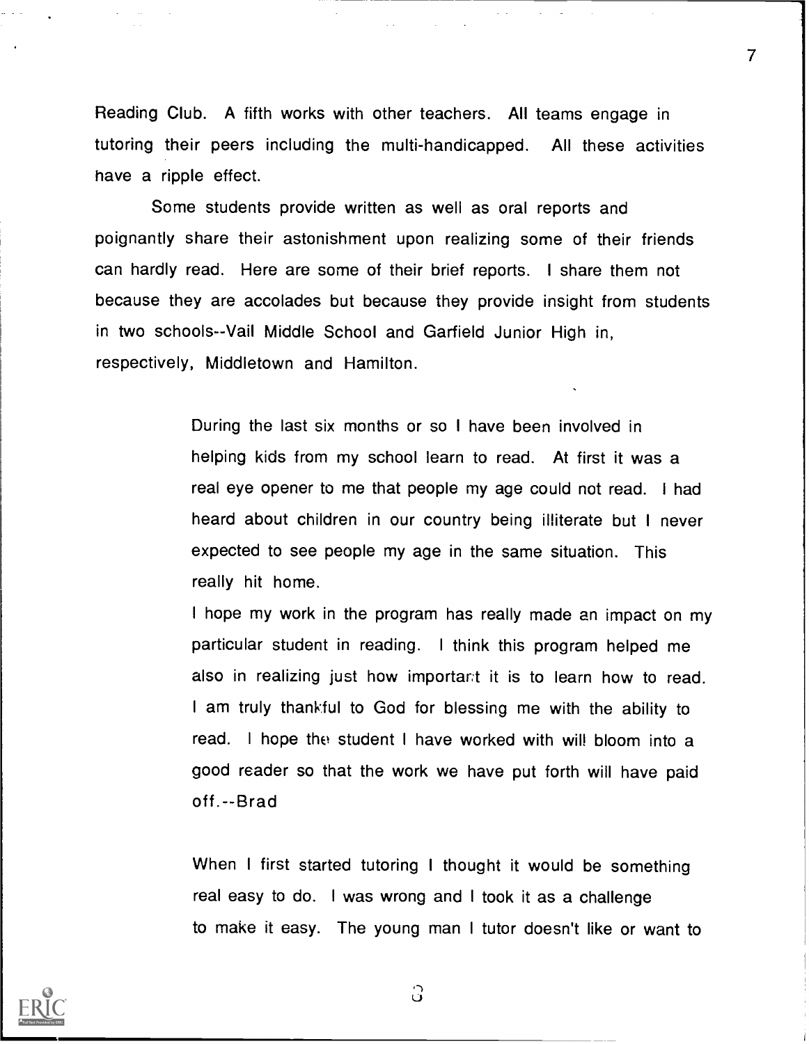Reading Club. A fifth works with other teachers. All teams engage in tutoring their peers including the multi-handicapped. All these activities have a ripple effect.

Some students provide written as well as oral reports and poignantly share their astonishment upon realizing some of their friends can hardly read. Here are some of their brief reports. I share them not because they are accolades but because they provide insight from students in two schools--Vail Middle School and Garfield Junior High in, respectively, Middletown and Hamilton.

> During the last six months or so I have been involved in helping kids from my school learn to read. At first it was a real eye opener to me that people my age could not read. I had heard about children in our country being illiterate but I never expected to see people my age in the same situation. This really hit home.
>
> I hope my work in the program has really made an impact on my particular student in reading. I think this program helped me also in realizing just how important it is to learn how to read. I am truly thankful to God for blessing me with the ability to read. I hope the student I have worked with will bloom into a good reader so that the work we have put forth will have paid off.--Brad

> When I first started tutoring I thought it would be something real easy to do. I was wrong and I took it as a challenge to make it easy. The young man I tutor doesn't like or want to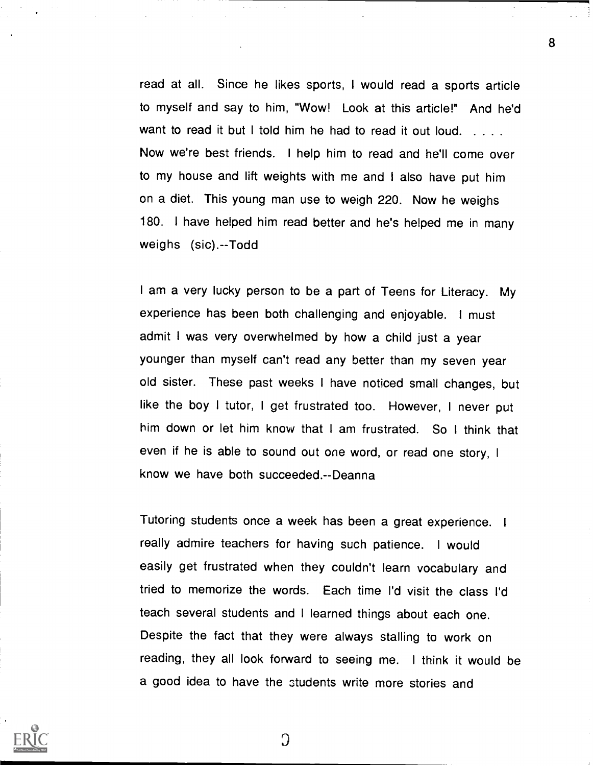read at all. Since he likes sports, I would read a sports article to myself and say to him, "Wow! Look at this article!" And he'd want to read it but I told him he had to read it out loud. . . . . Now we're best friends. I help him to read and he'll come over to my house and lift weights with me and I also have put him on a diet. This young man use to weigh 220. Now he weighs 180. I have helped him read better and he's helped me in many weighs (sic).--Todd

I am a very lucky person to be a part of Teens for Literacy. My experience has been both challenging and enjoyable. I must admit I was very overwhelmed by how a child just a year younger than myself can't read any better than my seven year old sister. These past weeks I have noticed small changes, but like the boy I tutor, I get frustrated too. However, I never put him down or let him know that I am frustrated. So I think that even if he is able to sound out one word, or read one story, I know we have both succeeded.--Deanna

Tutoring students once a week has been a great experience. I really admire teachers for having such patience. I would easily get frustrated when they couldn't learn vocabulary and tried to memorize the words. Each time I'd visit the class I'd teach several students and I learned things about each one. Despite the fact that they were always stalling to work on reading, they all look forward to seeing me. I think it would be a good idea to have the students write more stories and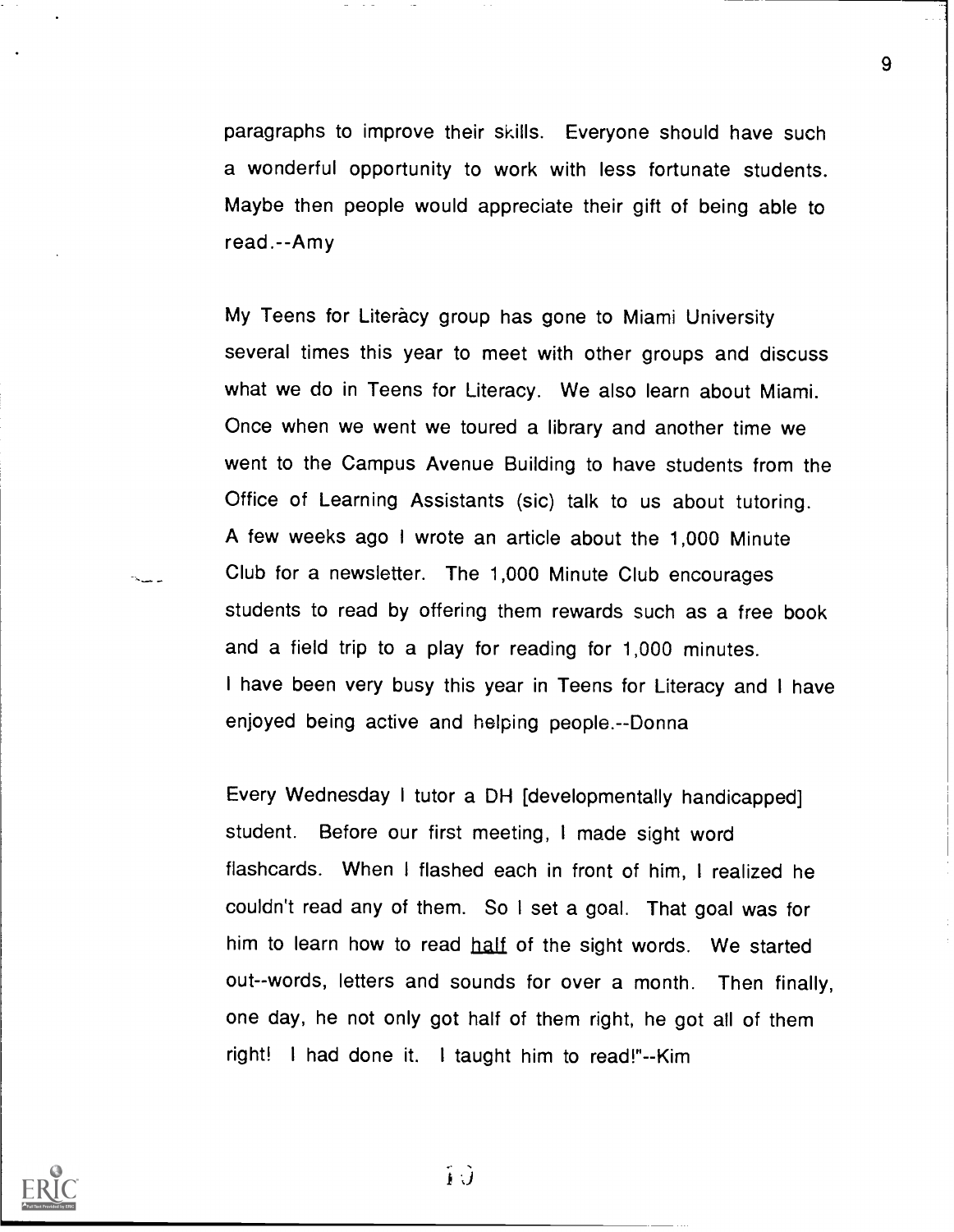paragraphs to improve their skills. Everyone should have such a wonderful opportunity to work with less fortunate students. Maybe then people would appreciate their gift of being able to read.--Amy

My Teens for Literàcy group has gone to Miami University several times this year to meet with other groups and discuss what we do in Teens for Literacy. We also learn about Miami. Once when we went we toured a library and another time we went to the Campus Avenue Building to have students from the Office of Learning Assistants (sic) talk to us about tutoring. A few weeks ago I wrote an article about the 1,000 Minute Club for a newsletter. The 1,000 Minute Club encourages students to read by offering them rewards such as a free book and a field trip to a play for reading for 1,000 minutes. I have been very busy this year in Teens for Literacy and I have enjoyed being active and helping people.--Donna

Every Wednesday I tutor a DH [developmentally handicapped] student. Before our first meeting, I made sight word flashcards. When I flashed each in front of him, I realized he couldn't read any of them. So I set a goal. That goal was for him to learn how to read <u>half</u> of the sight words. We started out--words, letters and sounds for over a month. Then finally, one day, he not only got half of them right, he got all of them right! I had done it. I taught him to read!"--Kim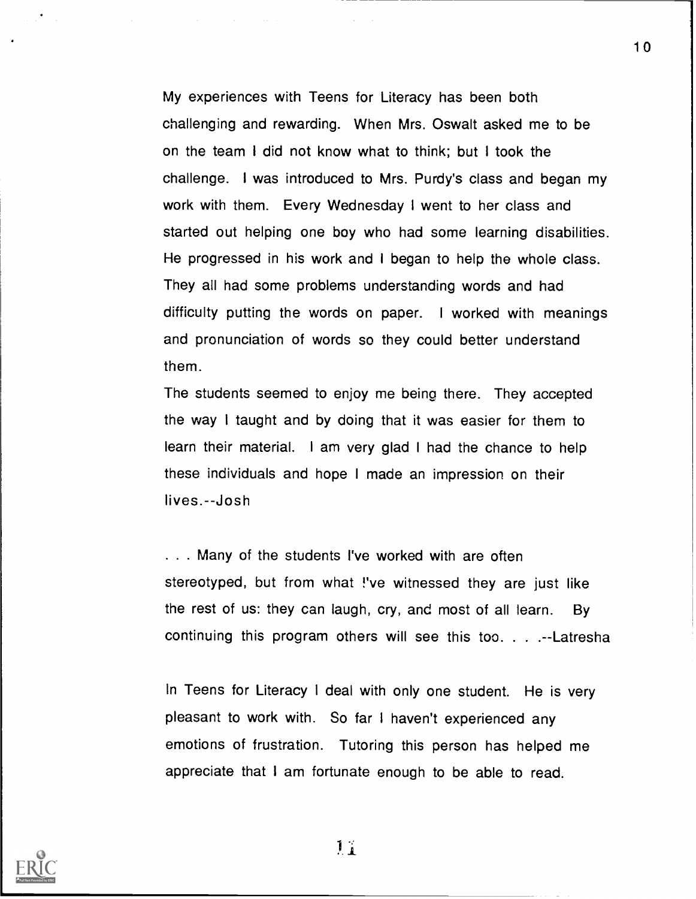My experiences with Teens for Literacy has been both challenging and rewarding. When Mrs. Oswalt asked me to be on the team I did not know what to think; but I took the challenge. I was introduced to Mrs. Purdy's class and began my work with them. Every Wednesday I went to her class and started out helping one boy who had some learning disabilities. He progressed in his work and I began to help the whole class. They all had some problems understanding words and had difficulty putting the words on paper. I worked with meanings and pronunciation of words so they could better understand them.

The students seemed to enjoy me being there. They accepted the way I taught and by doing that it was easier for them to learn their material. I am very glad I had the chance to help these individuals and hope I made an impression on their lives.--Josh

. . . Many of the students I've worked with are often stereotyped, but from what I've witnessed they are just like the rest of us: they can laugh, cry, and most of all learn. By continuing this program others will see this too. . . .--Latresha

In Teens for Literacy I deal with only one student. He is very pleasant to work with. So far I haven't experienced any emotions of frustration. Tutoring this person has helped me appreciate that I am fortunate enough to be able to read.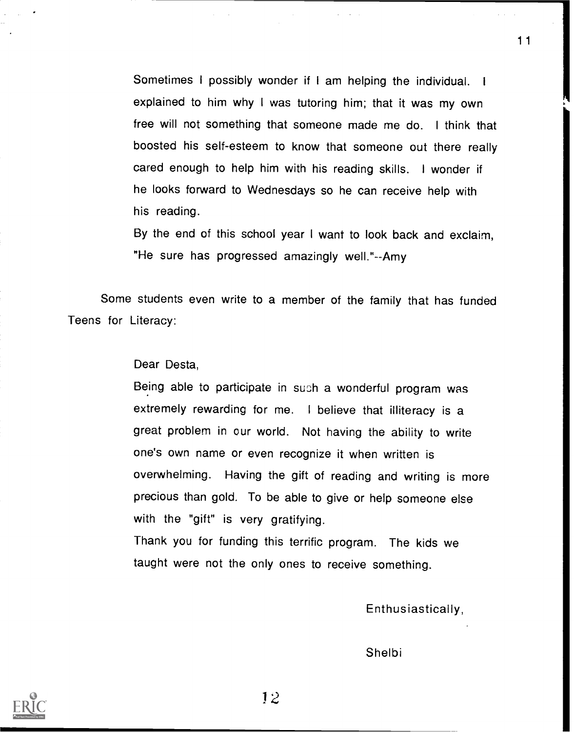> Sometimes I possibly wonder if I am helping the individual. I explained to him why I was tutoring him; that it was my own free will not something that someone made me do. I think that boosted his self-esteem to know that someone out there really cared enough to help him with his reading skills. I wonder if he looks forward to Wednesdays so he can receive help with his reading.
>
> By the end of this school year I want to look back and exclaim, "He sure has progressed amazingly well."--Amy

Some students even write to a member of the family that has funded Teens for Literacy:

> Dear Desta,
>
> Being able to participate in such a wonderful program was extremely rewarding for me. I believe that illiteracy is a great problem in our world. Not having the ability to write one's own name or even recognize it when written is overwhelming. Having the gift of reading and writing is more precious than gold. To be able to give or help someone else with the "gift" is very gratifying.
>
> Thank you for funding this terrific program. The kids we taught were not the only ones to receive something.
>
> Enthusiastically,
>
> Shelbi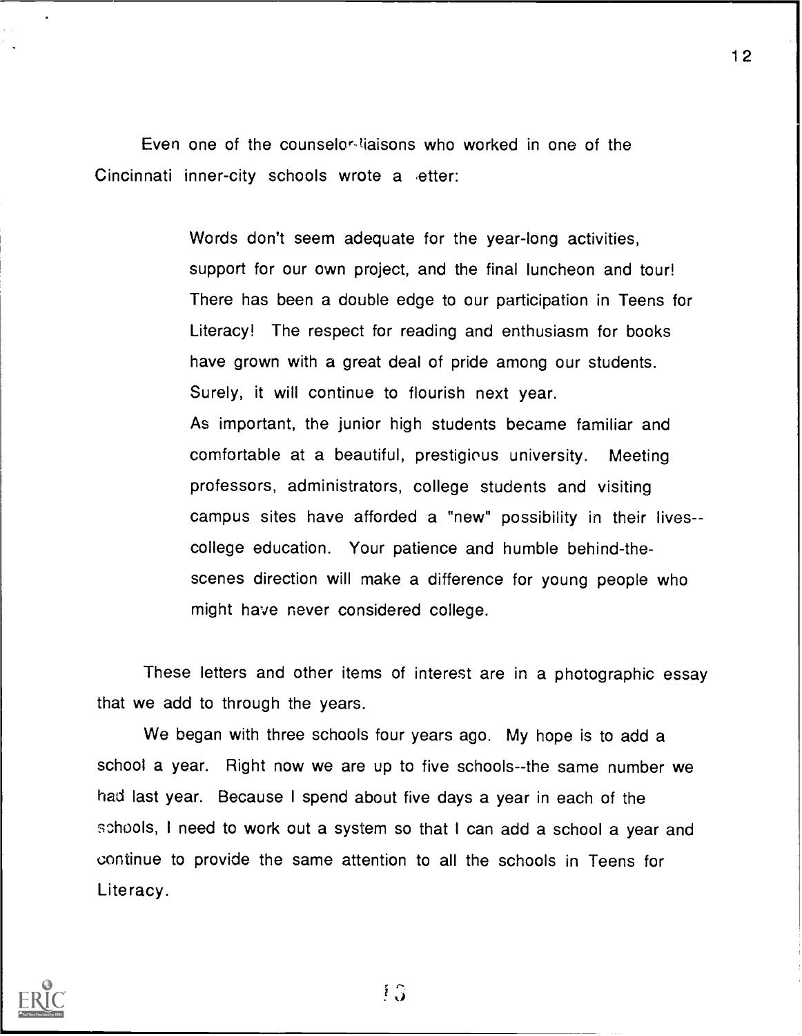Even one of the counselor-liaisons who worked in one of the Cincinnati inner-city schools wrote a letter:

> Words don't seem adequate for the year-long activities, support for our own project, and the final luncheon and tour! There has been a double edge to our participation in Teens for Literacy! The respect for reading and enthusiasm for books have grown with a great deal of pride among our students. Surely, it will continue to flourish next year.
>
> As important, the junior high students became familiar and comfortable at a beautiful, prestigious university. Meeting professors, administrators, college students and visiting campus sites have afforded a "new" possibility in their lives--college education. Your patience and humble behind-the-scenes direction will make a difference for young people who might have never considered college.

These letters and other items of interest are in a photographic essay that we add to through the years.

We began with three schools four years ago. My hope is to add a school a year. Right now we are up to five schools--the same number we had last year. Because I spend about five days a year in each of the schools, I need to work out a system so that I can add a school a year and continue to provide the same attention to all the schools in Teens for Literacy.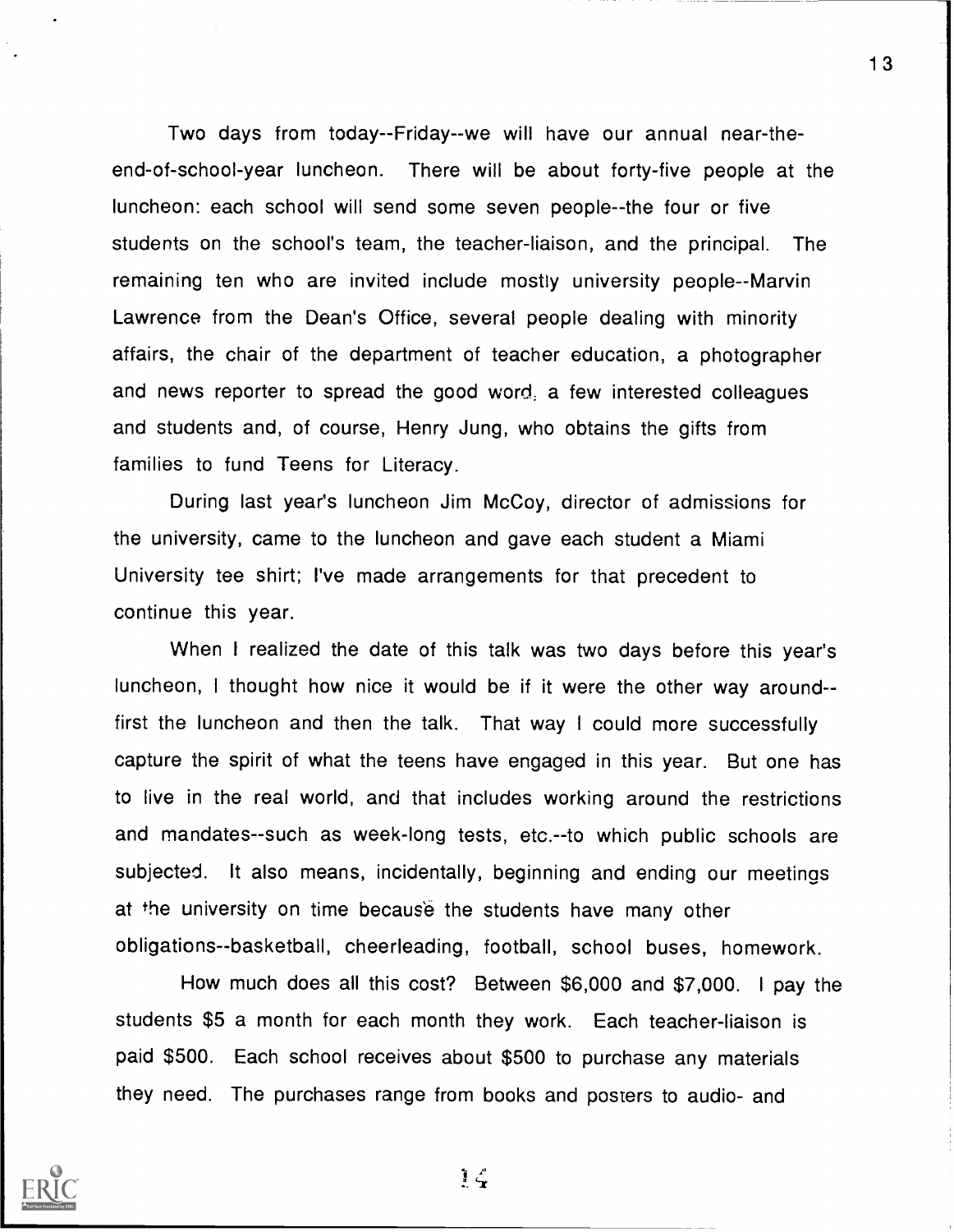Two days from today--Friday--we will have our annual near-the-end-of-school-year luncheon. There will be about forty-five people at the luncheon: each school will send some seven people--the four or five students on the school's team, the teacher-liaison, and the principal. The remaining ten who are invited include mostly university people--Marvin Lawrence from the Dean's Office, several people dealing with minority affairs, the chair of the department of teacher education, a photographer and news reporter to spread the good word, a few interested colleagues and students and, of course, Henry Jung, who obtains the gifts from families to fund Teens for Literacy.

During last year's luncheon Jim McCoy, director of admissions for the university, came to the luncheon and gave each student a Miami University tee shirt; I've made arrangements for that precedent to continue this year.

When I realized the date of this talk was two days before this year's luncheon, I thought how nice it would be if it were the other way around--first the luncheon and then the talk. That way I could more successfully capture the spirit of what the teens have engaged in this year. But one has to live in the real world, and that includes working around the restrictions and mandates--such as week-long tests, etc.--to which public schools are subjected. It also means, incidentally, beginning and ending our meetings at the university on time because the students have many other obligations--basketball, cheerleading, football, school buses, homework.

How much does all this cost? Between $6,000 and $7,000. I pay the students $5 a month for each month they work. Each teacher-liaison is paid $500. Each school receives about $500 to purchase any materials they need. The purchases range from books and posters to audio- and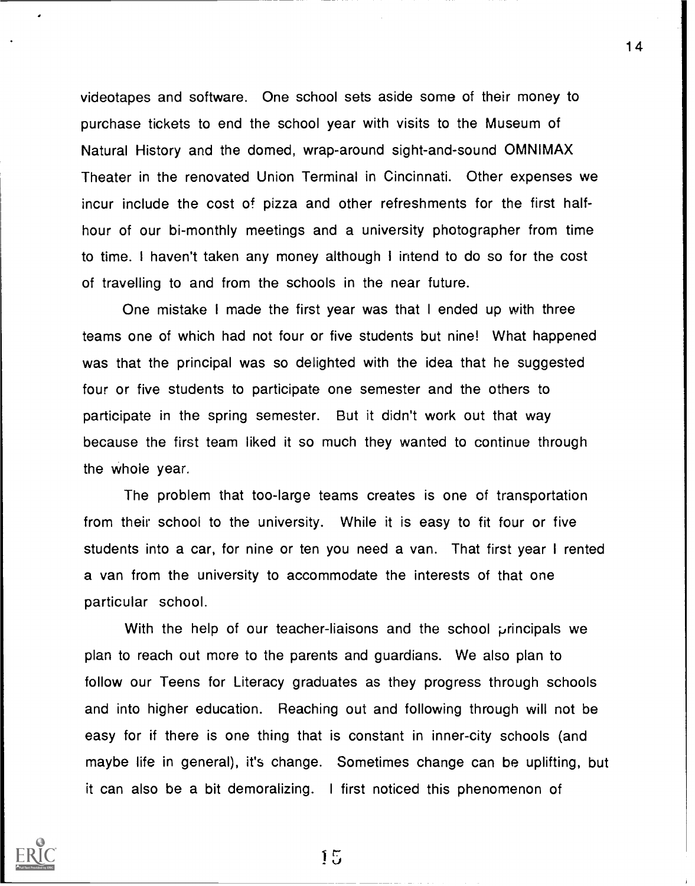videotapes and software. One school sets aside some of their money to purchase tickets to end the school year with visits to the Museum of Natural History and the domed, wrap-around sight-and-sound OMNIMAX Theater in the renovated Union Terminal in Cincinnati. Other expenses we incur include the cost of pizza and other refreshments for the first half-hour of our bi-monthly meetings and a university photographer from time to time. I haven't taken any money although I intend to do so for the cost of travelling to and from the schools in the near future.

One mistake I made the first year was that I ended up with three teams one of which had not four or five students but nine! What happened was that the principal was so delighted with the idea that he suggested four or five students to participate one semester and the others to participate in the spring semester. But it didn't work out that way because the first team liked it so much they wanted to continue through the whole year.

The problem that too-large teams creates is one of transportation from their school to the university. While it is easy to fit four or five students into a car, for nine or ten you need a van. That first year I rented a van from the university to accommodate the interests of that one particular school.

With the help of our teacher-liaisons and the school principals we plan to reach out more to the parents and guardians. We also plan to follow our Teens for Literacy graduates as they progress through schools and into higher education. Reaching out and following through will not be easy for if there is one thing that is constant in inner-city schools (and maybe life in general), it's change. Sometimes change can be uplifting, but it can also be a bit demoralizing. I first noticed this phenomenon of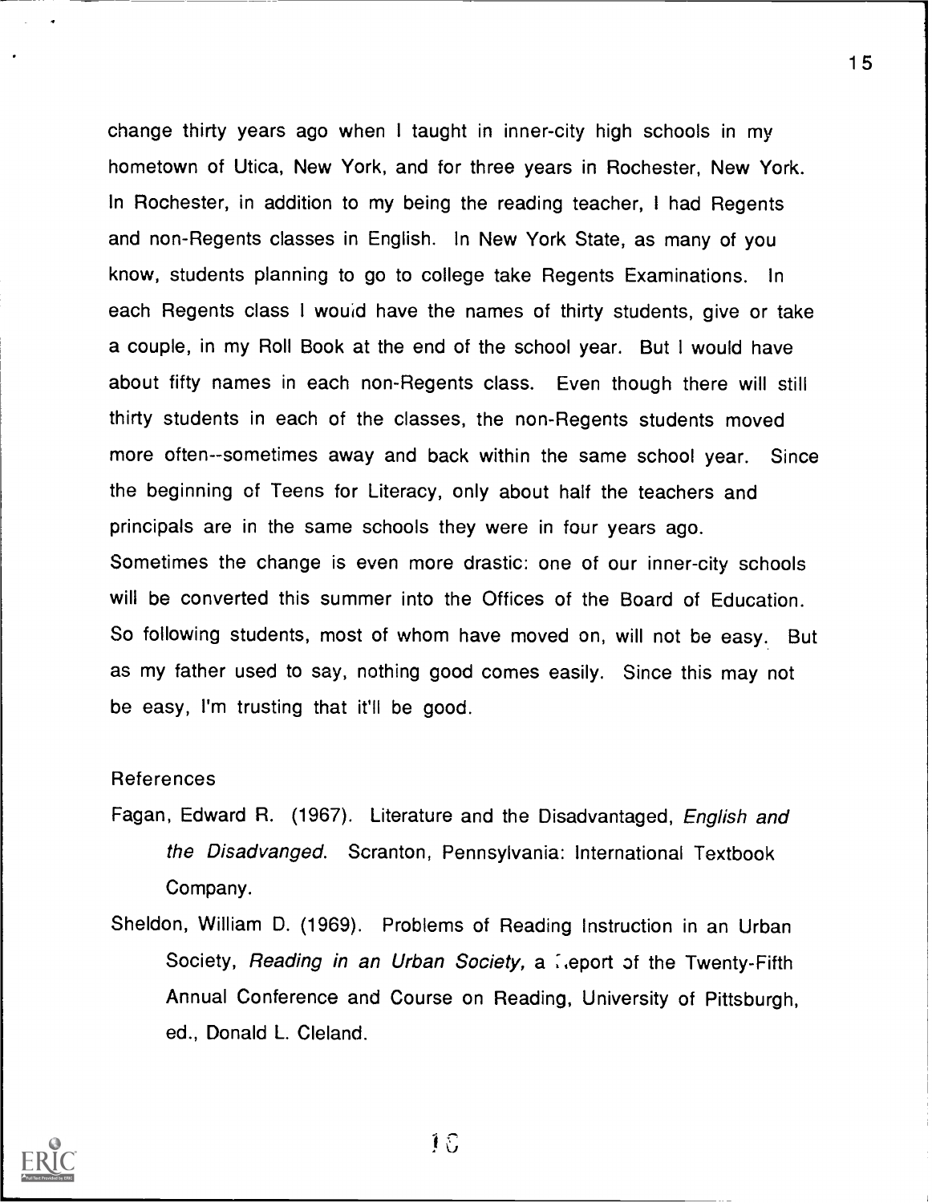change thirty years ago when I taught in inner-city high schools in my hometown of Utica, New York, and for three years in Rochester, New York. In Rochester, in addition to my being the reading teacher, I had Regents and non-Regents classes in English. In New York State, as many of you know, students planning to go to college take Regents Examinations. In each Regents class I would have the names of thirty students, give or take a couple, in my Roll Book at the end of the school year. But I would have about fifty names in each non-Regents class. Even though there will still thirty students in each of the classes, the non-Regents students moved more often--sometimes away and back within the same school year. Since the beginning of Teens for Literacy, only about half the teachers and principals are in the same schools they were in four years ago. Sometimes the change is even more drastic: one of our inner-city schools will be converted this summer into the Offices of the Board of Education. So following students, most of whom have moved on, will not be easy. But as my father used to say, nothing good comes easily. Since this may not be easy, I'm trusting that it'll be good.

References

Fagan, Edward R. (1967). Literature and the Disadvantaged, *English and the Disadvanged*. Scranton, Pennsylvania: International Textbook Company.

Sheldon, William D. (1969). Problems of Reading Instruction in an Urban Society, *Reading in an Urban Society,* a Report of the Twenty-Fifth Annual Conference and Course on Reading, University of Pittsburgh, ed., Donald L. Cleland.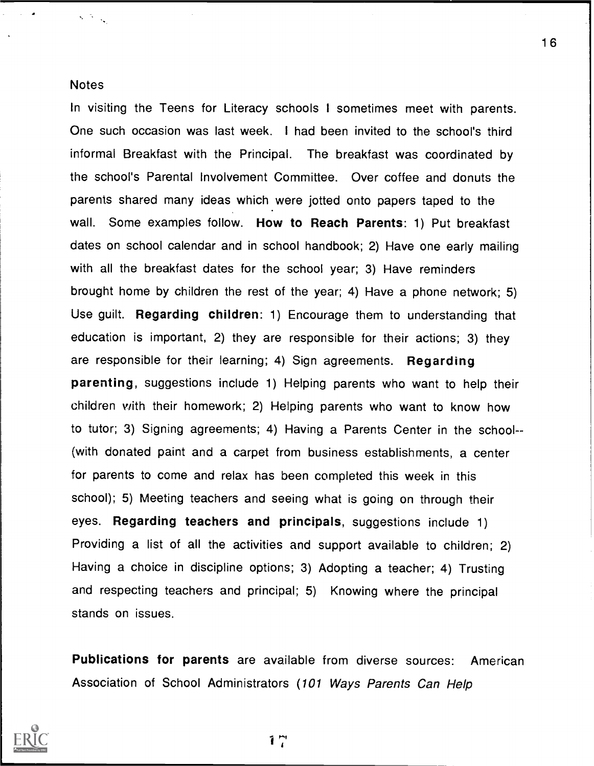Notes

In visiting the Teens for Literacy schools I sometimes meet with parents. One such occasion was last week. I had been invited to the school's third informal Breakfast with the Principal. The breakfast was coordinated by the school's Parental Involvement Committee. Over coffee and donuts the parents shared many ideas which were jotted onto papers taped to the wall. Some examples follow. **How to Reach Parents**: 1) Put breakfast dates on school calendar and in school handbook; 2) Have one early mailing with all the breakfast dates for the school year; 3) Have reminders brought home by children the rest of the year; 4) Have a phone network; 5) Use guilt. **Regarding children**: 1) Encourage them to understanding that education is important, 2) they are responsible for their actions; 3) they are responsible for their learning; 4) Sign agreements. **Regarding parenting**, suggestions include 1) Helping parents who want to help their children with their homework; 2) Helping parents who want to know how to tutor; 3) Signing agreements; 4) Having a Parents Center in the school--(with donated paint and a carpet from business establishments, a center for parents to come and relax has been completed this week in this school); 5) Meeting teachers and seeing what is going on through their eyes. **Regarding teachers and principals**, suggestions include 1) Providing a list of all the activities and support available to children; 2) Having a choice in discipline options; 3) Adopting a teacher; 4) Trusting and respecting teachers and principal; 5) Knowing where the principal stands on issues.

**Publications for parents** are available from diverse sources: American Association of School Administrators (*101 Ways Parents Can Help*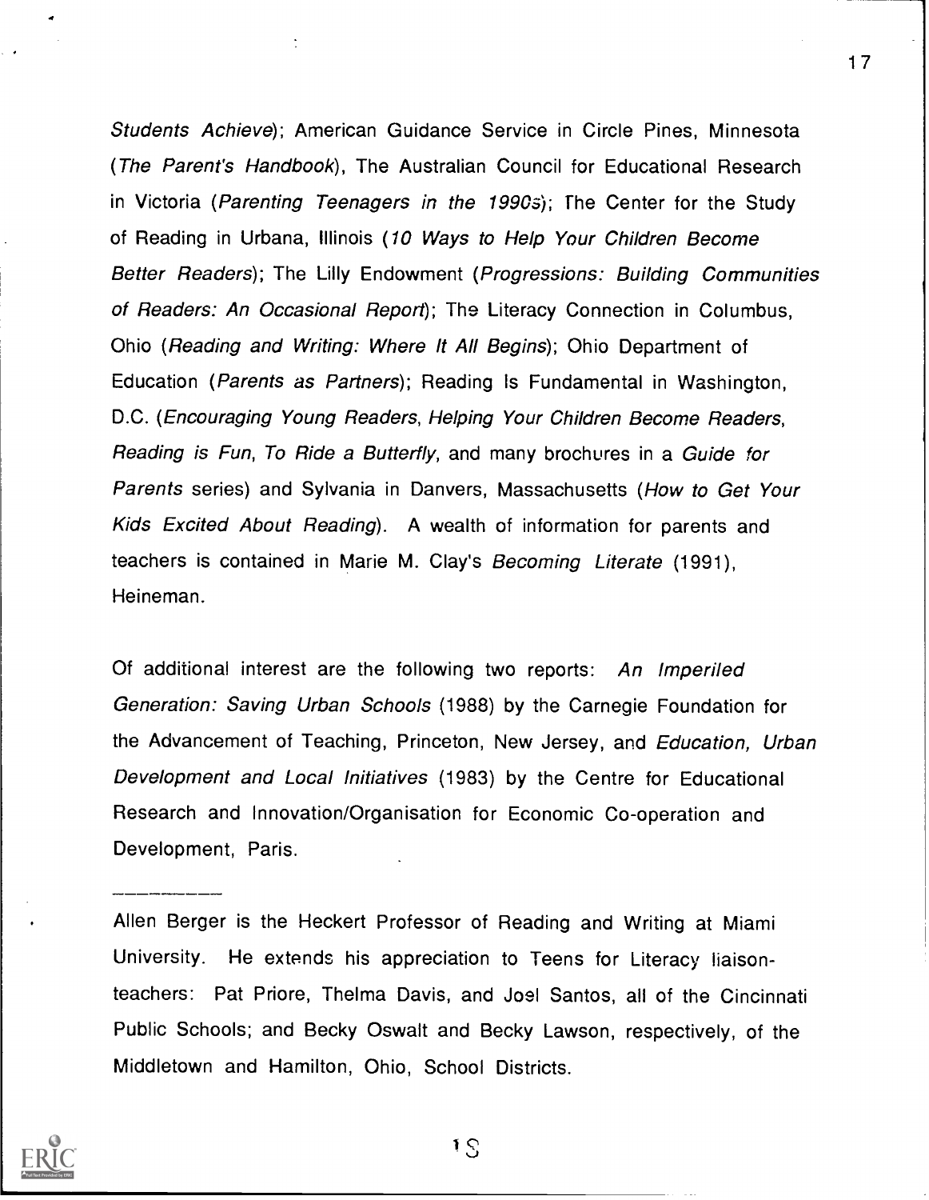*Students Achieve*); American Guidance Service in Circle Pines, Minnesota (*The Parent's Handbook*), The Australian Council for Educational Research in Victoria (*Parenting Teenagers in the 1990s*); The Center for the Study of Reading in Urbana, Illinois (*10 Ways to Help Your Children Become Better Readers*); The Lilly Endowment (*Progressions: Building Communities of Readers: An Occasional Report*); The Literacy Connection in Columbus, Ohio (*Reading and Writing: Where It All Begins*); Ohio Department of Education (*Parents as Partners*); Reading Is Fundamental in Washington, D.C. (*Encouraging Young Readers, Helping Your Children Become Readers, Reading is Fun, To Ride a Butterfly*, and many brochures in a *Guide for Parents* series) and Sylvania in Danvers, Massachusetts (*How to Get Your Kids Excited About Reading*). A wealth of information for parents and teachers is contained in Marie M. Clay's *Becoming Literate* (1991), Heineman.

Of additional interest are the following two reports: *An Imperiled Generation: Saving Urban Schools* (1988) by the Carnegie Foundation for the Advancement of Teaching, Princeton, New Jersey, and *Education, Urban Development and Local Initiatives* (1983) by the Centre for Educational Research and Innovation/Organisation for Economic Co-operation and Development, Paris.

---

Allen Berger is the Heckert Professor of Reading and Writing at Miami University. He extends his appreciation to Teens for Literacy liaison-teachers: Pat Priore, Thelma Davis, and Joel Santos, all of the Cincinnati Public Schools; and Becky Oswalt and Becky Lawson, respectively, of the Middletown and Hamilton, Ohio, School Districts.